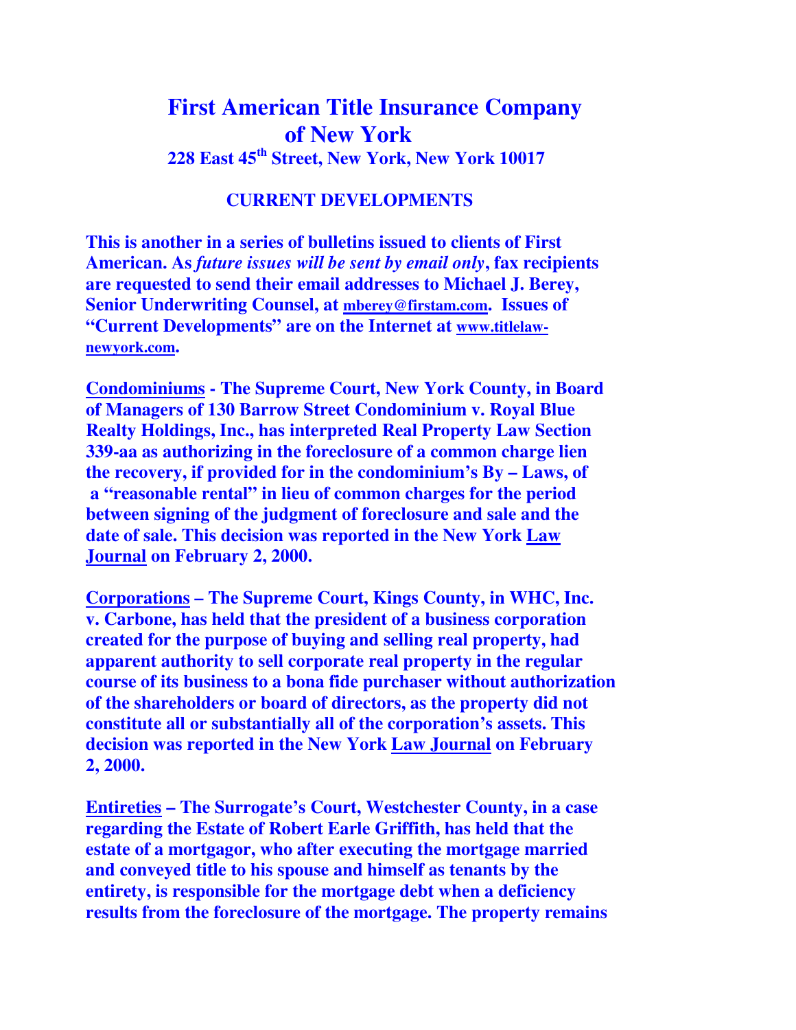# First American Title Insurance Company of New York

**228 East 45th Street, New York, New York 10017**

## CURRENT DEVELOPMENTS

**This is another in a series of bulletins issued to clients of First American. As *future issues will be sent by email only*, fax recipients are requested to send their email addresses to Michael J. Berey, Senior Underwriting Counsel, at mberey@firstam.com. Issues of "Current Developments" are on the Internet at www.titlelaw-newyork.com.**

**Condominiums - The Supreme Court, New York County, in Board of Managers of 130 Barrow Street Condominium v. Royal Blue Realty Holdings, Inc., has interpreted Real Property Law Section 339-aa as authorizing in the foreclosure of a common charge lien the recovery, if provided for in the condominium's By – Laws, of a "reasonable rental" in lieu of common charges for the period between signing of the judgment of foreclosure and sale and the date of sale. This decision was reported in the New York Law Journal on February 2, 2000.**

**Corporations – The Supreme Court, Kings County, in WHC, Inc. v. Carbone, has held that the president of a business corporation created for the purpose of buying and selling real property, had apparent authority to sell corporate real property in the regular course of its business to a bona fide purchaser without authorization of the shareholders or board of directors, as the property did not constitute all or substantially all of the corporation's assets. This decision was reported in the New York Law Journal on February 2, 2000.**

**Entireties – The Surrogate's Court, Westchester County, in a case regarding the Estate of Robert Earle Griffith, has held that the estate of a mortgagor, who after executing the mortgage married and conveyed title to his spouse and himself as tenants by the entirety, is responsible for the mortgage debt when a deficiency results from the foreclosure of the mortgage. The property remains**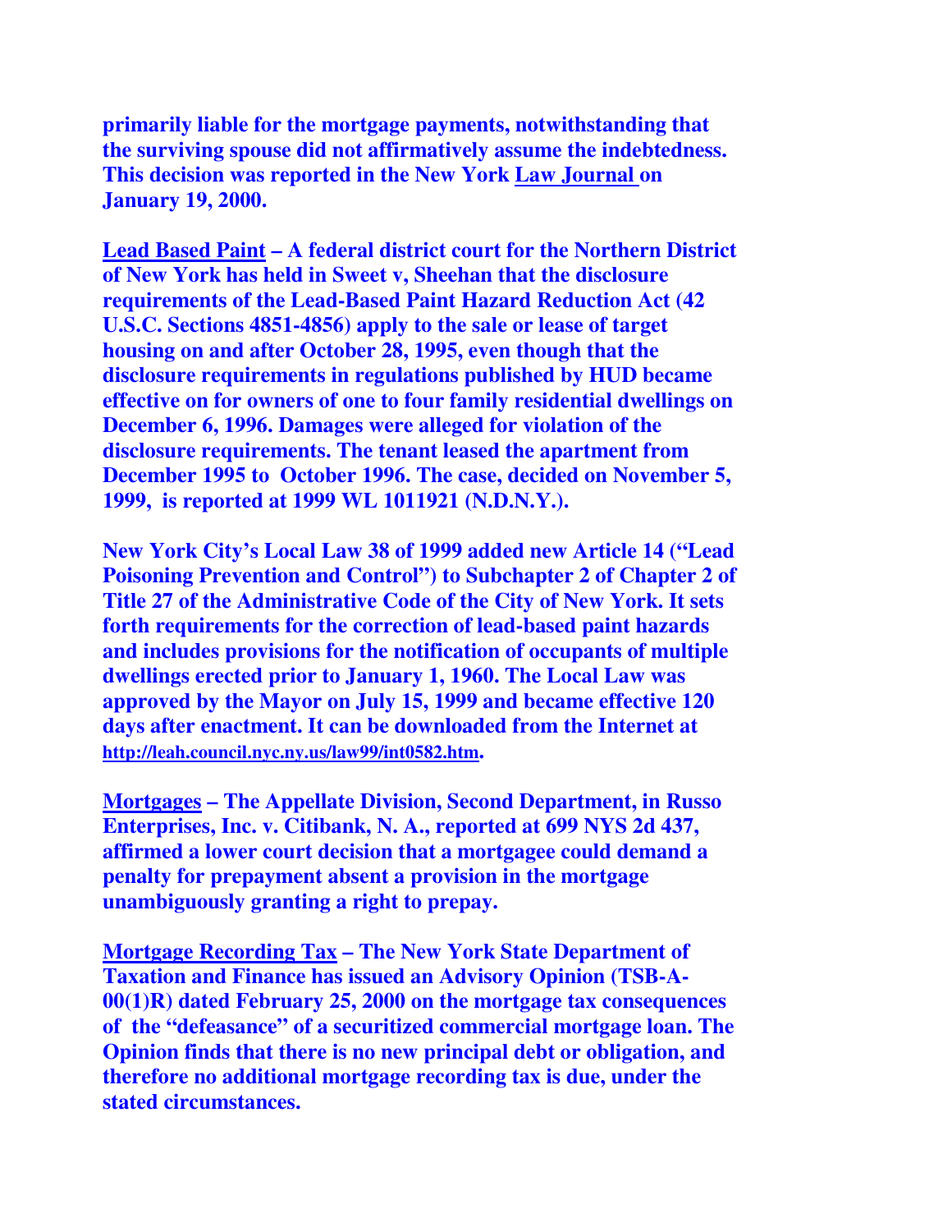**primarily liable for the mortgage payments, notwithstanding that the surviving spouse did not affirmatively assume the indebtedness. This decision was reported in the New York <u>Law Journal</u> on January 19, 2000.**

**<u>Lead Based Paint</u> – A federal district court for the Northern District of New York has held in Sweet v, Sheehan that the disclosure requirements of the Lead-Based Paint Hazard Reduction Act (42 U.S.C. Sections 4851-4856) apply to the sale or lease of target housing on and after October 28, 1995, even though that the disclosure requirements in regulations published by HUD became effective on for owners of one to four family residential dwellings on December 6, 1996. Damages were alleged for violation of the disclosure requirements. The tenant leased the apartment from December 1995 to October 1996. The case, decided on November 5, 1999, is reported at 1999 WL 1011921 (N.D.N.Y.).**

**New York City's Local Law 38 of 1999 added new Article 14 ("Lead Poisoning Prevention and Control") to Subchapter 2 of Chapter 2 of Title 27 of the Administrative Code of the City of New York. It sets forth requirements for the correction of lead-based paint hazards and includes provisions for the notification of occupants of multiple dwellings erected prior to January 1, 1960. The Local Law was approved by the Mayor on July 15, 1999 and became effective 120 days after enactment. It can be downloaded from the Internet at <u>http://leah.council.nyc.ny.us/law99/int0582.htm</u>.**

**<u>Mortgages</u> – The Appellate Division, Second Department, in Russo Enterprises, Inc. v. Citibank, N. A., reported at 699 NYS 2d 437, affirmed a lower court decision that a mortgagee could demand a penalty for prepayment absent a provision in the mortgage unambiguously granting a right to prepay.**

**<u>Mortgage Recording Tax</u> – The New York State Department of Taxation and Finance has issued an Advisory Opinion (TSB-A-00(1)R) dated February 25, 2000 on the mortgage tax consequences of the "defeasance" of a securitized commercial mortgage loan. The Opinion finds that there is no new principal debt or obligation, and therefore no additional mortgage recording tax is due, under the stated circumstances.**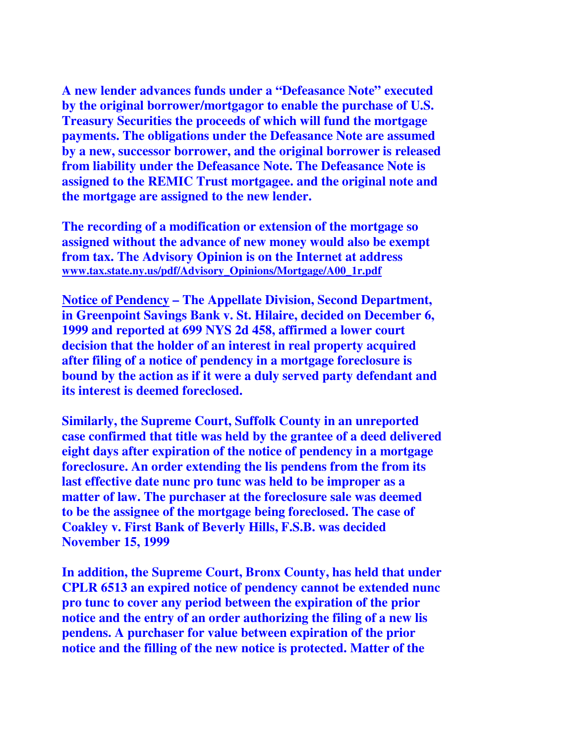**A new lender advances funds under a "Defeasance Note" executed by the original borrower/mortgagor to enable the purchase of U.S. Treasury Securities the proceeds of which will fund the mortgage payments. The obligations under the Defeasance Note are assumed by a new, successor borrower, and the original borrower is released from liability under the Defeasance Note. The Defeasance Note is assigned to the REMIC Trust mortgagee. and the original note and the mortgage are assigned to the new lender.**

**The recording of a modification or extension of the mortgage so assigned without the advance of new money would also be exempt from tax. The Advisory Opinion is on the Internet at address <u>www.tax.state.ny.us/pdf/Advisory_Opinions/Mortgage/A00_1r.pdf</u>**

**<u>Notice of Pendency</u> – The Appellate Division, Second Department, in Greenpoint Savings Bank v. St. Hilaire, decided on December 6, 1999 and reported at 699 NYS 2d 458, affirmed a lower court decision that the holder of an interest in real property acquired after filing of a notice of pendency in a mortgage foreclosure is bound by the action as if it were a duly served party defendant and its interest is deemed foreclosed.**

**Similarly, the Supreme Court, Suffolk County in an unreported case confirmed that title was held by the grantee of a deed delivered eight days after expiration of the notice of pendency in a mortgage foreclosure. An order extending the lis pendens from the from its last effective date nunc pro tunc was held to be improper as a matter of law. The purchaser at the foreclosure sale was deemed to be the assignee of the mortgage being foreclosed. The case of Coakley v. First Bank of Beverly Hills, F.S.B. was decided November 15, 1999**

**In addition, the Supreme Court, Bronx County, has held that under CPLR 6513 an expired notice of pendency cannot be extended nunc pro tunc to cover any period between the expiration of the prior notice and the entry of an order authorizing the filing of a new lis pendens. A purchaser for value between expiration of the prior notice and the filling of the new notice is protected. Matter of the**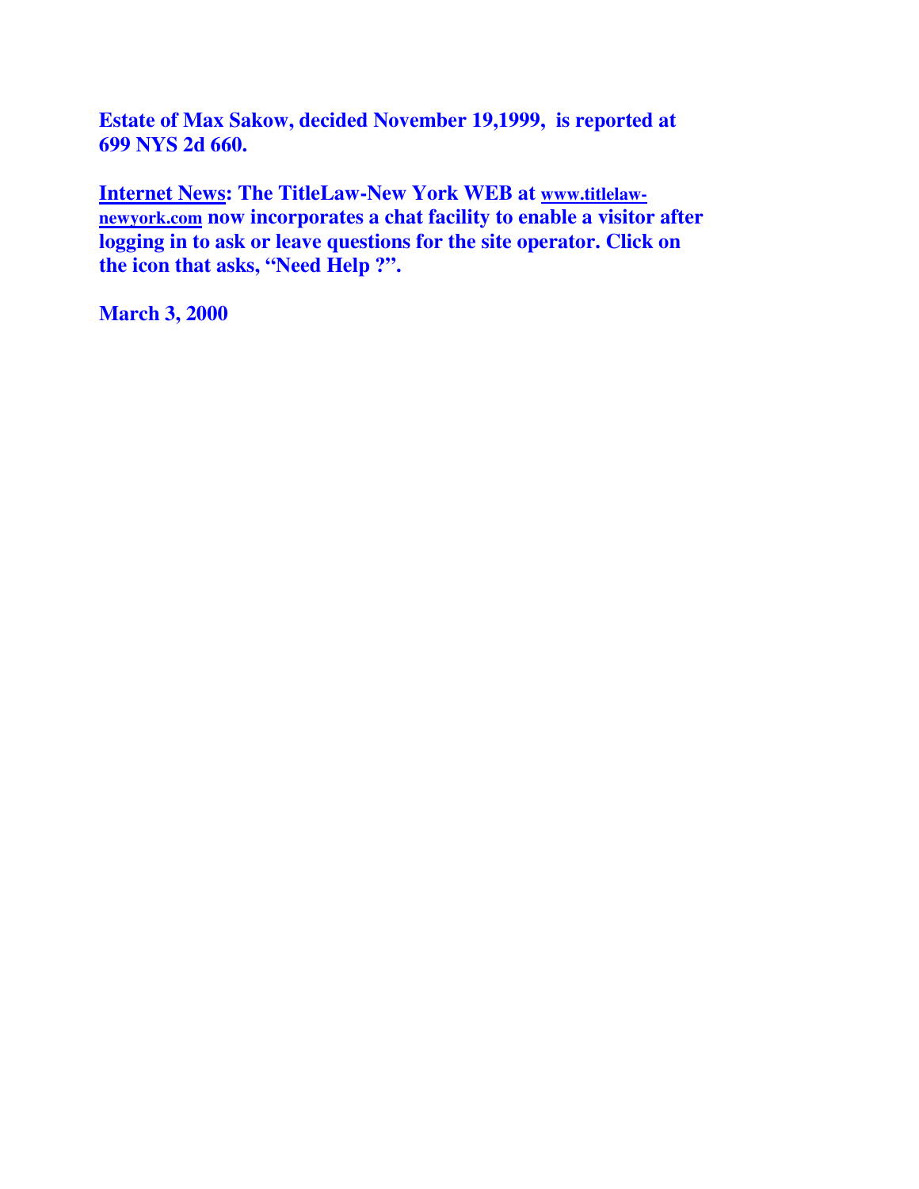**Estate of Max Sakow, decided November 19,1999, is reported at 699 NYS 2d 660.**

**<u>Internet News</u>: The TitleLaw-New York WEB at <u>www.titlelaw-newyork.com</u> now incorporates a chat facility to enable a visitor after logging in to ask or leave questions for the site operator. Click on the icon that asks, "Need Help ?".**

**March 3, 2000**